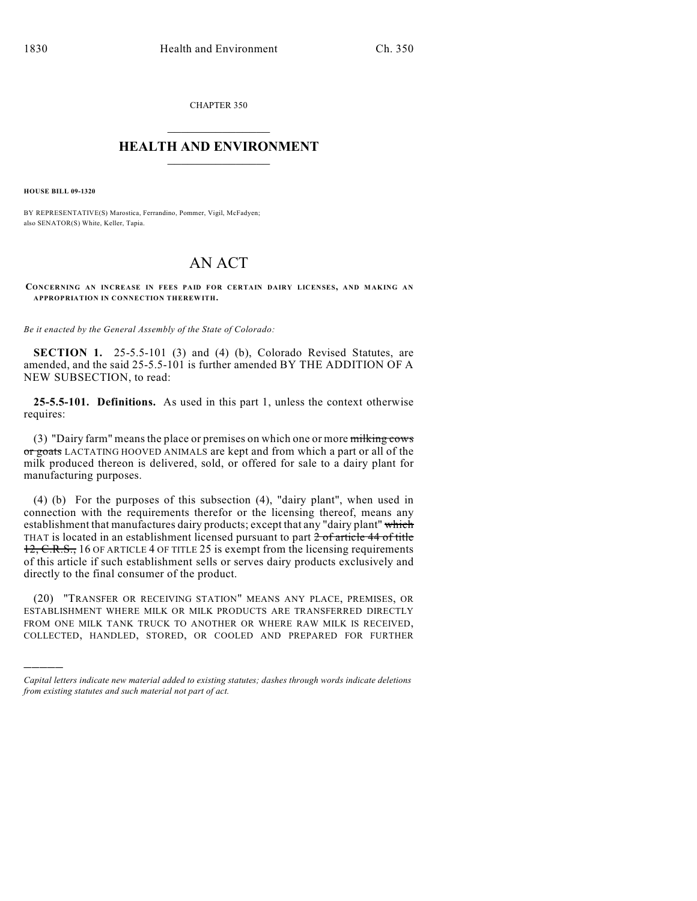CHAPTER 350

# HEALTH AND ENVIRONMENT

**HOUSE BILL 09-1320**

BY REPRESENTATIVE(S) Marostica, Ferrandino, Pommer, Vigil, McFadyen; also SENATOR(S) White, Keller, Tapia.

# AN ACT

**CONCERNING AN INCREASE IN FEES PAID FOR CERTAIN DAIRY LICENSES, AND MAKING AN APPROPRIATION IN CONNECTION THEREWITH.**

*Be it enacted by the General Assembly of the State of Colorado:*

**SECTION 1.** 25-5.5-101 (3) and (4) (b), Colorado Revised Statutes, are amended, and the said 25-5.5-101 is further amended BY THE ADDITION OF A NEW SUBSECTION, to read:

**25-5.5-101. Definitions.** As used in this part 1, unless the context otherwise requires:

(3) "Dairy farm" means the place or premises on which one or more ~~milking cows or goats~~ LACTATING HOOVED ANIMALS are kept and from which a part or all of the milk produced thereon is delivered, sold, or offered for sale to a dairy plant for manufacturing purposes.

(4) (b) For the purposes of this subsection (4), "dairy plant", when used in connection with the requirements therefor or the licensing thereof, means any establishment that manufactures dairy products; except that any "dairy plant" ~~which~~ THAT is located in an establishment licensed pursuant to part ~~2 of article 44 of title 12, C.R.S.,~~ 16 OF ARTICLE 4 OF TITLE 25 is exempt from the licensing requirements of this article if such establishment sells or serves dairy products exclusively and directly to the final consumer of the product.

(20) "TRANSFER OR RECEIVING STATION" MEANS ANY PLACE, PREMISES, OR ESTABLISHMENT WHERE MILK OR MILK PRODUCTS ARE TRANSFERRED DIRECTLY FROM ONE MILK TANK TRUCK TO ANOTHER OR WHERE RAW MILK IS RECEIVED, COLLECTED, HANDLED, STORED, OR COOLED AND PREPARED FOR FURTHER

*Capital letters indicate new material added to existing statutes; dashes through words indicate deletions from existing statutes and such material not part of act.*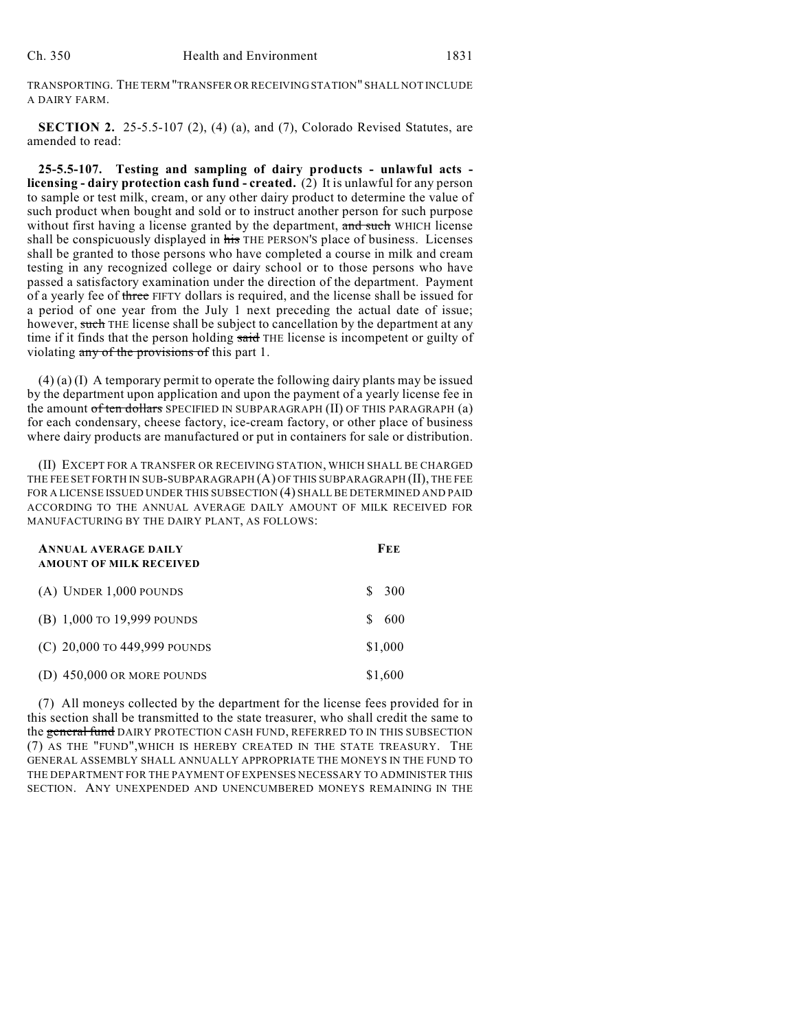TRANSPORTING. THE TERM "TRANSFER OR RECEIVING STATION" SHALL NOT INCLUDE A DAIRY FARM.

**SECTION 2.** 25-5.5-107 (2), (4) (a), and (7), Colorado Revised Statutes, are amended to read:

**25-5.5-107. Testing and sampling of dairy products - unlawful acts - licensing - dairy protection cash fund - created.** (2) It is unlawful for any person to sample or test milk, cream, or any other dairy product to determine the value of such product when bought and sold or to instruct another person for such purpose without first having a license granted by the department, ~~and such~~ WHICH license shall be conspicuously displayed in ~~his~~ THE PERSON'S place of business. Licenses shall be granted to those persons who have completed a course in milk and cream testing in any recognized college or dairy school or to those persons who have passed a satisfactory examination under the direction of the department. Payment of a yearly fee of ~~three~~ FIFTY dollars is required, and the license shall be issued for a period of one year from the July 1 next preceding the actual date of issue; however, ~~such~~ THE license shall be subject to cancellation by the department at any time if it finds that the person holding ~~said~~ THE license is incompetent or guilty of violating ~~any of the provisions of~~ this part 1.

(4) (a) (I) A temporary permit to operate the following dairy plants may be issued by the department upon application and upon the payment of a yearly license fee in the amount ~~of ten dollars~~ SPECIFIED IN SUBPARAGRAPH (II) OF THIS PARAGRAPH (a) for each condensary, cheese factory, ice-cream factory, or other place of business where dairy products are manufactured or put in containers for sale or distribution.

(II) EXCEPT FOR A TRANSFER OR RECEIVING STATION, WHICH SHALL BE CHARGED THE FEE SET FORTH IN SUB-SUBPARAGRAPH (A) OF THIS SUBPARAGRAPH (II), THE FEE FOR A LICENSE ISSUED UNDER THIS SUBSECTION (4) SHALL BE DETERMINED AND PAID ACCORDING TO THE ANNUAL AVERAGE DAILY AMOUNT OF MILK RECEIVED FOR MANUFACTURING BY THE DAIRY PLANT, AS FOLLOWS:

| ANNUAL AVERAGE DAILY AMOUNT OF MILK RECEIVED | FEE |
|---|---|
| (A) UNDER 1,000 POUNDS | $ 300 |
| (B) 1,000 TO 19,999 POUNDS | $ 600 |
| (C) 20,000 TO 449,999 POUNDS | $1,000 |
| (D) 450,000 OR MORE POUNDS | $1,600 |

(7) All moneys collected by the department for the license fees provided for in this section shall be transmitted to the state treasurer, who shall credit the same to the ~~general fund~~ DAIRY PROTECTION CASH FUND, REFERRED TO IN THIS SUBSECTION (7) AS THE "FUND",WHICH IS HEREBY CREATED IN THE STATE TREASURY. THE GENERAL ASSEMBLY SHALL ANNUALLY APPROPRIATE THE MONEYS IN THE FUND TO THE DEPARTMENT FOR THE PAYMENT OF EXPENSES NECESSARY TO ADMINISTER THIS SECTION. ANY UNEXPENDED AND UNENCUMBERED MONEYS REMAINING IN THE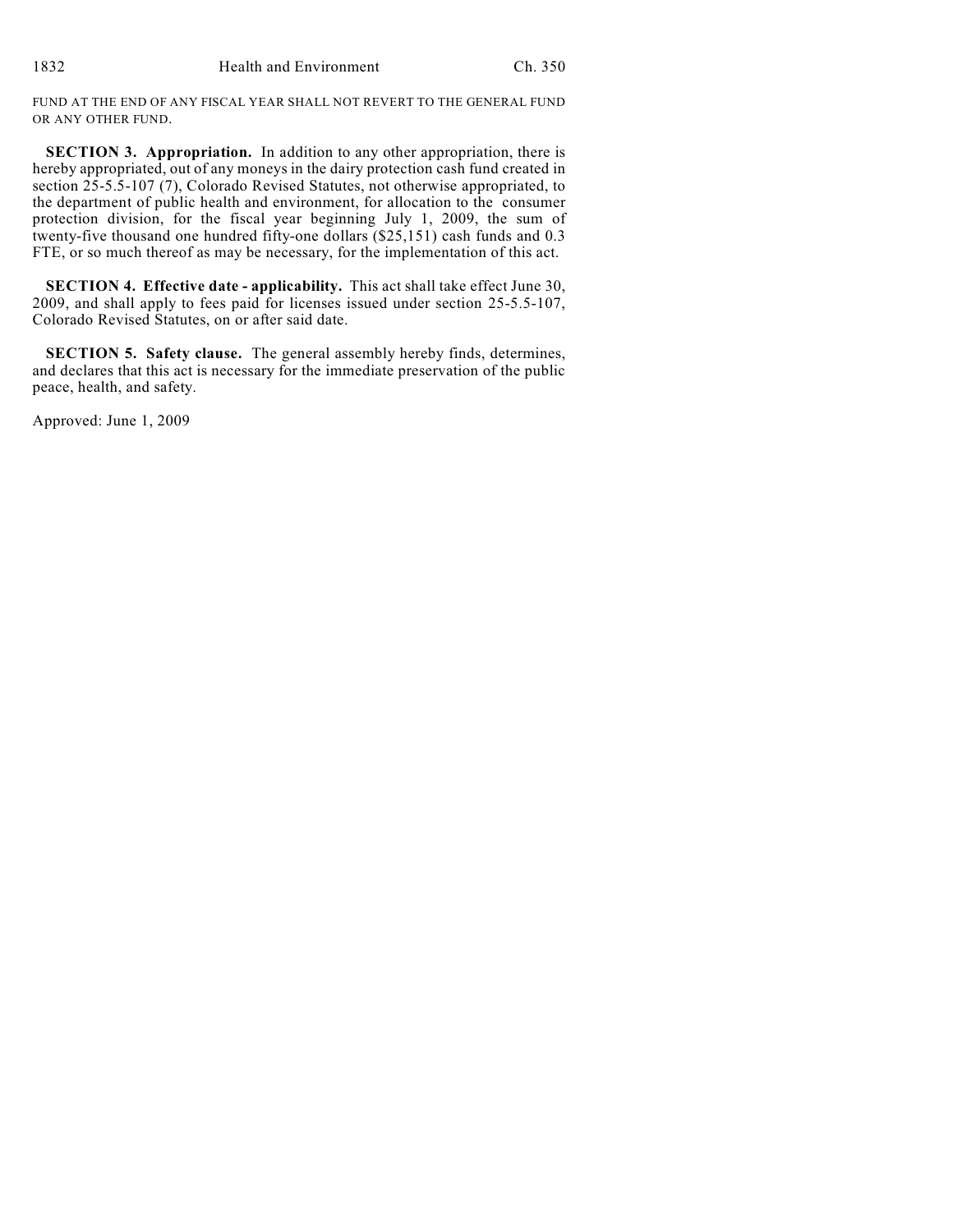FUND AT THE END OF ANY FISCAL YEAR SHALL NOT REVERT TO THE GENERAL FUND OR ANY OTHER FUND.

**SECTION 3. Appropriation.** In addition to any other appropriation, there is hereby appropriated, out of any moneys in the dairy protection cash fund created in section 25-5.5-107 (7), Colorado Revised Statutes, not otherwise appropriated, to the department of public health and environment, for allocation to the consumer protection division, for the fiscal year beginning July 1, 2009, the sum of twenty-five thousand one hundred fifty-one dollars ($25,151) cash funds and 0.3 FTE, or so much thereof as may be necessary, for the implementation of this act.

**SECTION 4. Effective date - applicability.** This act shall take effect June 30, 2009, and shall apply to fees paid for licenses issued under section 25-5.5-107, Colorado Revised Statutes, on or after said date.

**SECTION 5. Safety clause.** The general assembly hereby finds, determines, and declares that this act is necessary for the immediate preservation of the public peace, health, and safety.

Approved: June 1, 2009